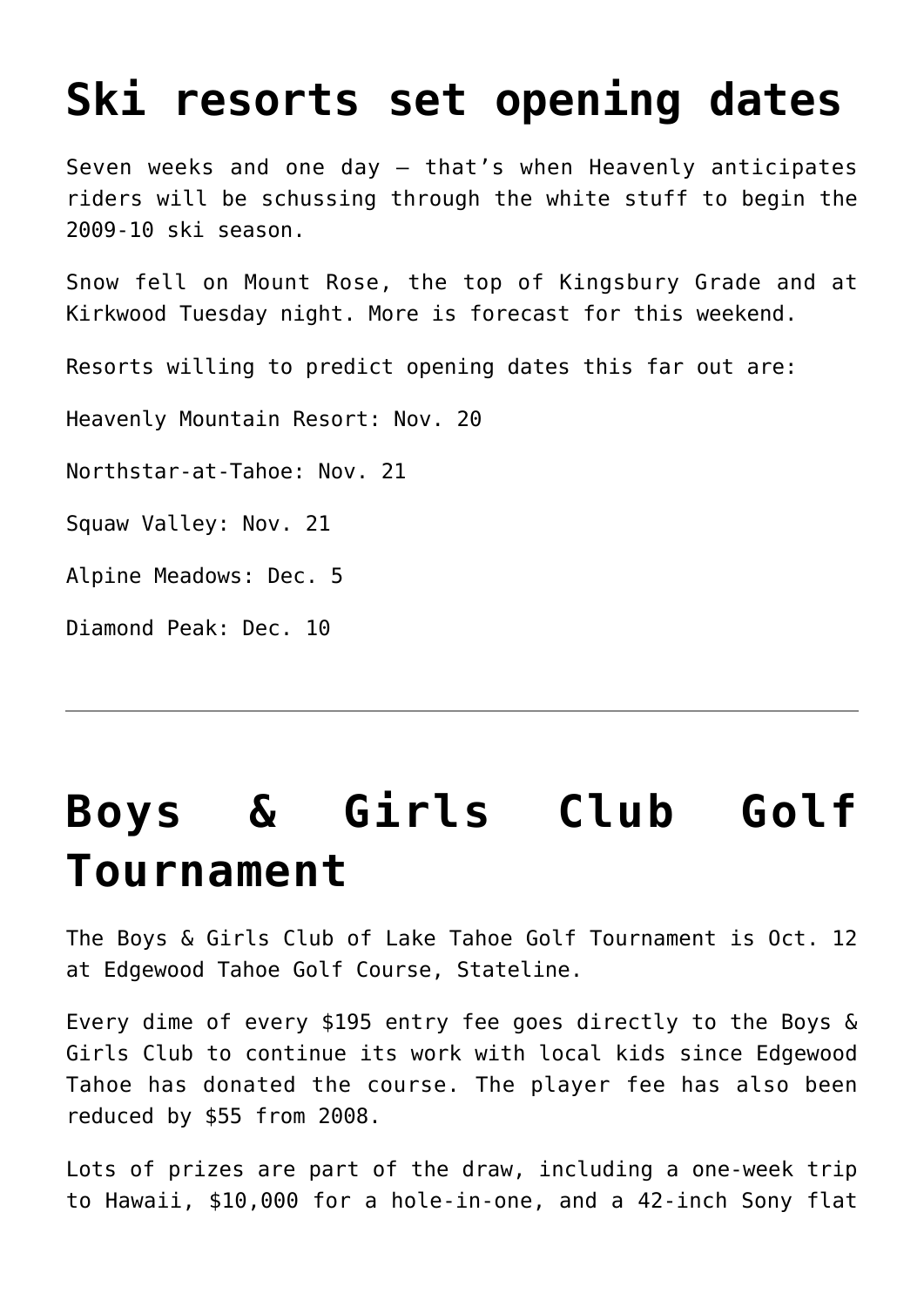# Ski resorts set opening dates

Seven weeks and one day – that's when Heavenly anticipates riders will be schussing through the white stuff to begin the 2009-10 ski season.

Snow fell on Mount Rose, the top of Kingsbury Grade and at Kirkwood Tuesday night. More is forecast for this weekend.

Resorts willing to predict opening dates this far out are:

Heavenly Mountain Resort: Nov. 20

Northstar-at-Tahoe: Nov. 21

Squaw Valley: Nov. 21

Alpine Meadows: Dec. 5

Diamond Peak: Dec. 10

---

# Boys & Girls Club Golf Tournament

The Boys & Girls Club of Lake Tahoe Golf Tournament is Oct. 12 at Edgewood Tahoe Golf Course, Stateline.

Every dime of every $195 entry fee goes directly to the Boys & Girls Club to continue its work with local kids since Edgewood Tahoe has donated the course. The player fee has also been reduced by $55 from 2008.

Lots of prizes are part of the draw, including a one-week trip to Hawaii, $10,000 for a hole-in-one, and a 42-inch Sony flat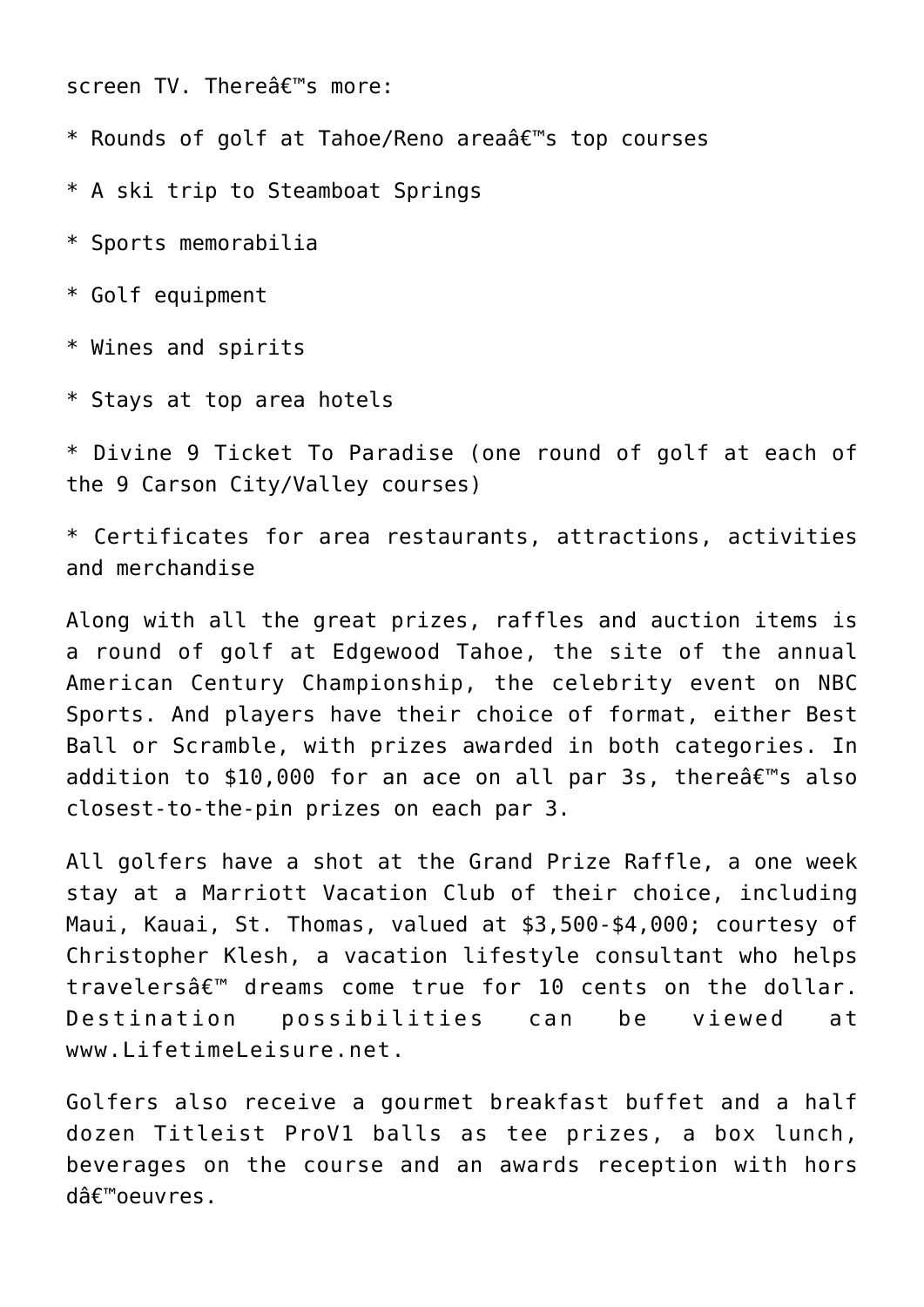screen TV. Thereâ€™s more:

* Rounds of golf at Tahoe/Reno areaâ€™s top courses

* A ski trip to Steamboat Springs

* Sports memorabilia

* Golf equipment

* Wines and spirits

* Stays at top area hotels

* Divine 9 Ticket To Paradise (one round of golf at each of the 9 Carson City/Valley courses)

* Certificates for area restaurants, attractions, activities and merchandise

Along with all the great prizes, raffles and auction items is a round of golf at Edgewood Tahoe, the site of the annual American Century Championship, the celebrity event on NBC Sports. And players have their choice of format, either Best Ball or Scramble, with prizes awarded in both categories. In addition to $10,000 for an ace on all par 3s, thereâ€™s also closest-to-the-pin prizes on each par 3.

All golfers have a shot at the Grand Prize Raffle, a one week stay at a Marriott Vacation Club of their choice, including Maui, Kauai, St. Thomas, valued at $3,500-$4,000; courtesy of Christopher Klesh, a vacation lifestyle consultant who helps travelersâ€™ dreams come true for 10 cents on the dollar. Destination possibilities can be viewed at www.LifetimeLeisure.net.

Golfers also receive a gourmet breakfast buffet and a half dozen Titleist ProV1 balls as tee prizes, a box lunch, beverages on the course and an awards reception with hors dâ€™oeuvres.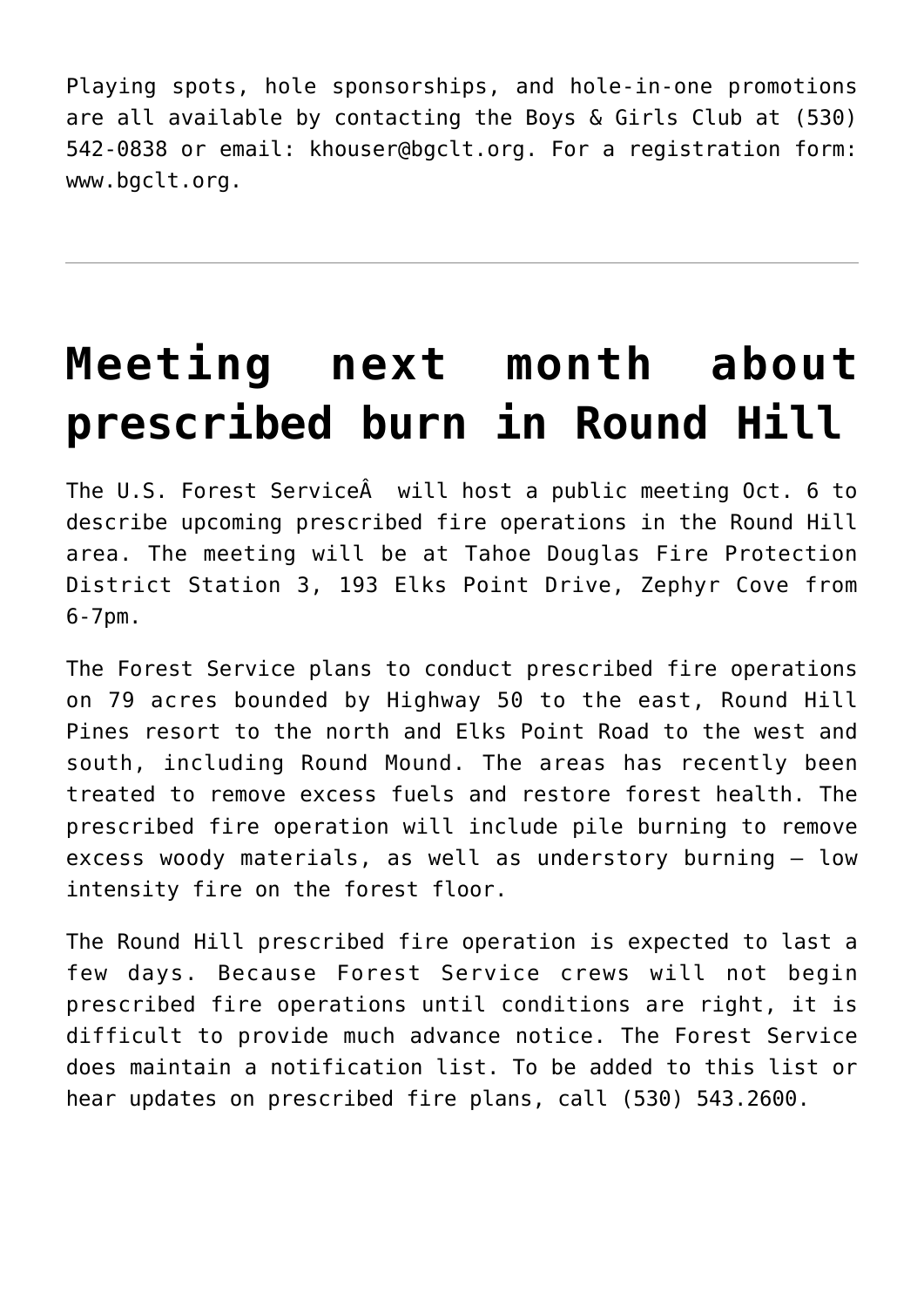Playing spots, hole sponsorships, and hole-in-one promotions are all available by contacting the Boys & Girls Club at (530) 542-0838 or email: khouser@bgclt.org. For a registration form: www.bgclt.org.

---

# Meeting next month about prescribed burn in Round Hill

The U.S. Forest ServiceÂ  will host a public meeting Oct. 6 to describe upcoming prescribed fire operations in the Round Hill area. The meeting will be at Tahoe Douglas Fire Protection District Station 3, 193 Elks Point Drive, Zephyr Cove from 6-7pm.

The Forest Service plans to conduct prescribed fire operations on 79 acres bounded by Highway 50 to the east, Round Hill Pines resort to the north and Elks Point Road to the west and south, including Round Mound. The areas has recently been treated to remove excess fuels and restore forest health. The prescribed fire operation will include pile burning to remove excess woody materials, as well as understory burning – low intensity fire on the forest floor.

The Round Hill prescribed fire operation is expected to last a few days. Because Forest Service crews will not begin prescribed fire operations until conditions are right, it is difficult to provide much advance notice. The Forest Service does maintain a notification list. To be added to this list or hear updates on prescribed fire plans, call (530) 543.2600.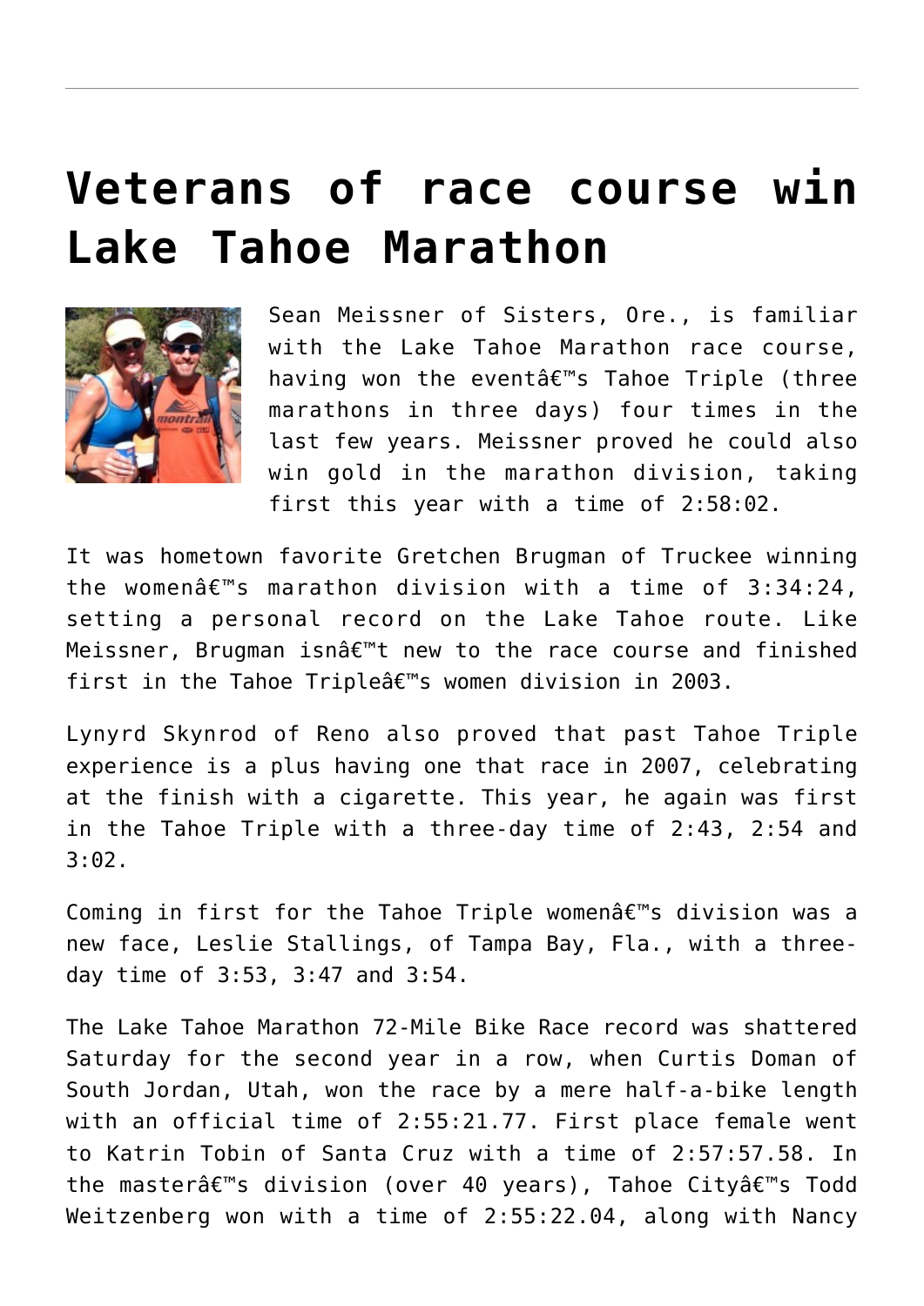# Veterans of race course win Lake Tahoe Marathon

Sean Meissner of Sisters, Ore., is familiar with the Lake Tahoe Marathon race course, having won the eventâ€™s Tahoe Triple (three marathons in three days) four times in the last few years. Meissner proved he could also win gold in the marathon division, taking first this year with a time of 2:58:02.

It was hometown favorite Gretchen Brugman of Truckee winning the womenâ€™s marathon division with a time of 3:34:24, setting a personal record on the Lake Tahoe route. Like Meissner, Brugman isnâ€™t new to the race course and finished first in the Tahoe Tripleâ€™s women division in 2003.

Lynyrd Skynrod of Reno also proved that past Tahoe Triple experience is a plus having one that race in 2007, celebrating at the finish with a cigarette. This year, he again was first in the Tahoe Triple with a three-day time of 2:43, 2:54 and 3:02.

Coming in first for the Tahoe Triple womenâ€™s division was a new face, Leslie Stallings, of Tampa Bay, Fla., with a three-day time of 3:53, 3:47 and 3:54.

The Lake Tahoe Marathon 72-Mile Bike Race record was shattered Saturday for the second year in a row, when Curtis Doman of South Jordan, Utah, won the race by a mere half-a-bike length with an official time of 2:55:21.77. First place female went to Katrin Tobin of Santa Cruz with a time of 2:57:57.58. In the masterâ€™s division (over 40 years), Tahoe Cityâ€™s Todd Weitzenberg won with a time of 2:55:22.04, along with Nancy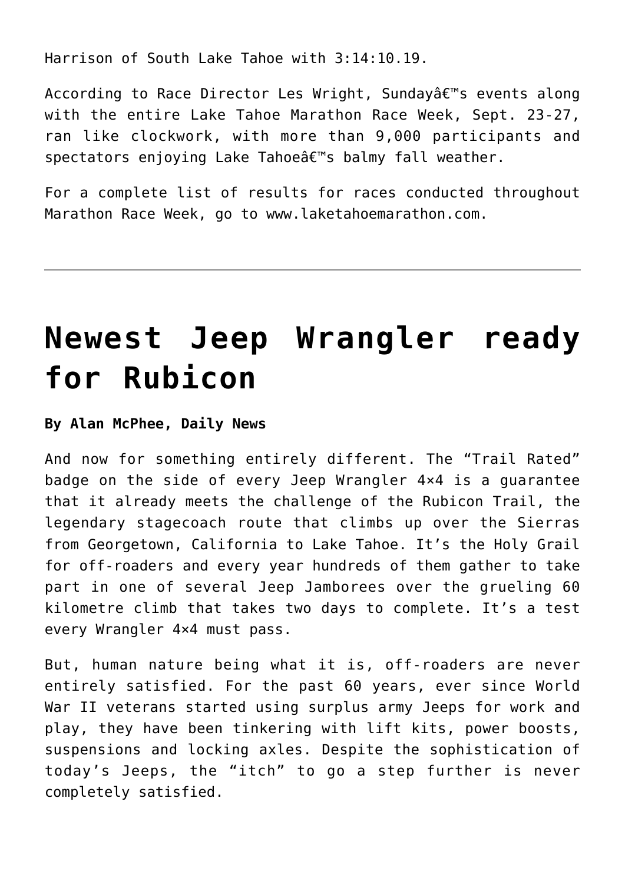Harrison of South Lake Tahoe with 3:14:10.19.

According to Race Director Les Wright, Sundayâ€™s events along with the entire Lake Tahoe Marathon Race Week, Sept. 23-27, ran like clockwork, with more than 9,000 participants and spectators enjoying Lake Tahoeâ€™s balmy fall weather.

For a complete list of results for races conducted throughout Marathon Race Week, go to www.laketahoemarathon.com.

---

# Newest Jeep Wrangler ready for Rubicon

**By Alan McPhee, Daily News**

And now for something entirely different. The “Trail Rated” badge on the side of every Jeep Wrangler 4×4 is a guarantee that it already meets the challenge of the Rubicon Trail, the legendary stagecoach route that climbs up over the Sierras from Georgetown, California to Lake Tahoe. It’s the Holy Grail for off-roaders and every year hundreds of them gather to take part in one of several Jeep Jamborees over the grueling 60 kilometre climb that takes two days to complete. It’s a test every Wrangler 4×4 must pass.

But, human nature being what it is, off-roaders are never entirely satisfied. For the past 60 years, ever since World War II veterans started using surplus army Jeeps for work and play, they have been tinkering with lift kits, power boosts, suspensions and locking axles. Despite the sophistication of today’s Jeeps, the “itch” to go a step further is never completely satisfied.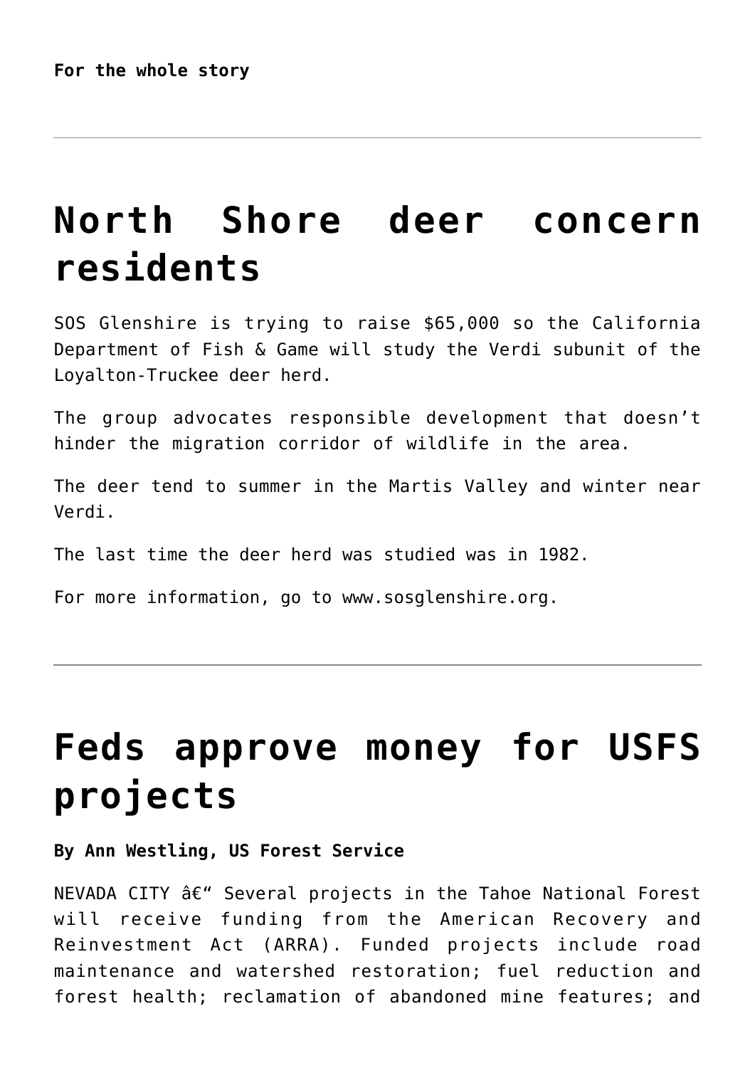**For the whole story**

---

# North Shore deer concern residents

SOS Glenshire is trying to raise $65,000 so the California Department of Fish & Game will study the Verdi subunit of the Loyalton-Truckee deer herd.

The group advocates responsible development that doesn't hinder the migration corridor of wildlife in the area.

The deer tend to summer in the Martis Valley and winter near Verdi.

The last time the deer herd was studied was in 1982.

For more information, go to www.sosglenshire.org.

---

# Feds approve money for USFS projects

**By Ann Westling, US Forest Service**

NEVADA CITY â€" Several projects in the Tahoe National Forest will receive funding from the American Recovery and Reinvestment Act (ARRA). Funded projects include road maintenance and watershed restoration; fuel reduction and forest health; reclamation of abandoned mine features; and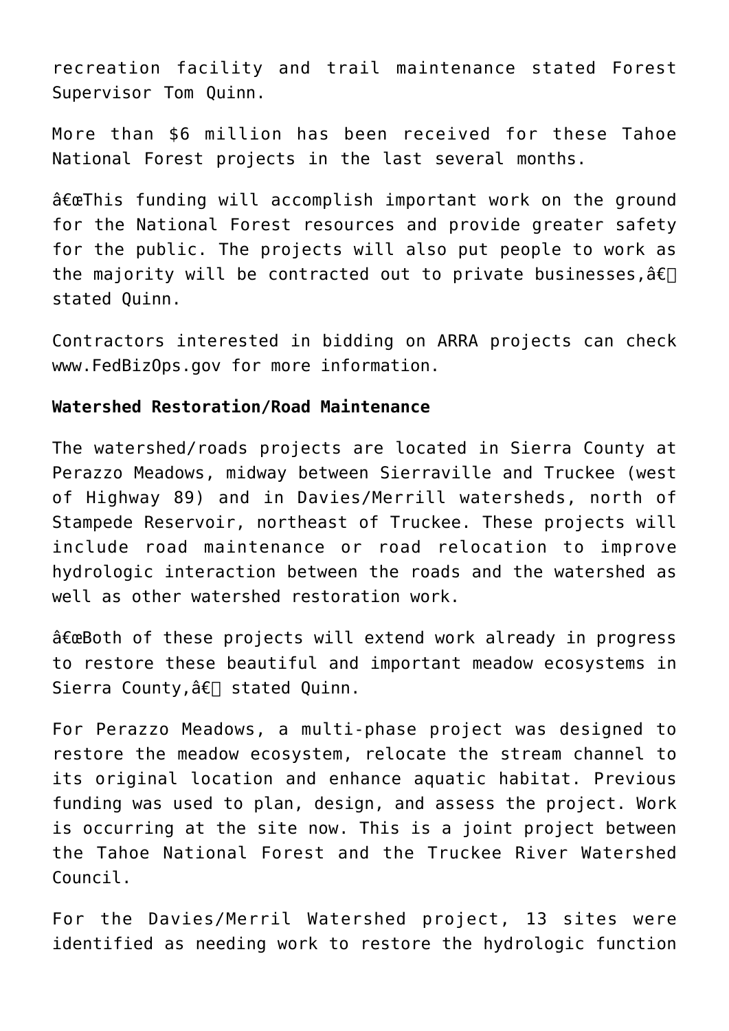recreation facility and trail maintenance stated Forest Supervisor Tom Quinn.

More than $6 million has been received for these Tahoe National Forest projects in the last several months.

â€œThis funding will accomplish important work on the ground for the National Forest resources and provide greater safety for the public. The projects will also put people to work as the majority will be contracted out to private businesses,â€ stated Quinn.

Contractors interested in bidding on ARRA projects can check www.FedBizOps.gov for more information.

**Watershed Restoration/Road Maintenance**

The watershed/roads projects are located in Sierra County at Perazzo Meadows, midway between Sierraville and Truckee (west of Highway 89) and in Davies/Merrill watersheds, north of Stampede Reservoir, northeast of Truckee. These projects will include road maintenance or road relocation to improve hydrologic interaction between the roads and the watershed as well as other watershed restoration work.

â€œBoth of these projects will extend work already in progress to restore these beautiful and important meadow ecosystems in Sierra County,â€ stated Quinn.

For Perazzo Meadows, a multi-phase project was designed to restore the meadow ecosystem, relocate the stream channel to its original location and enhance aquatic habitat. Previous funding was used to plan, design, and assess the project. Work is occurring at the site now. This is a joint project between the Tahoe National Forest and the Truckee River Watershed Council.

For the Davies/Merril Watershed project, 13 sites were identified as needing work to restore the hydrologic function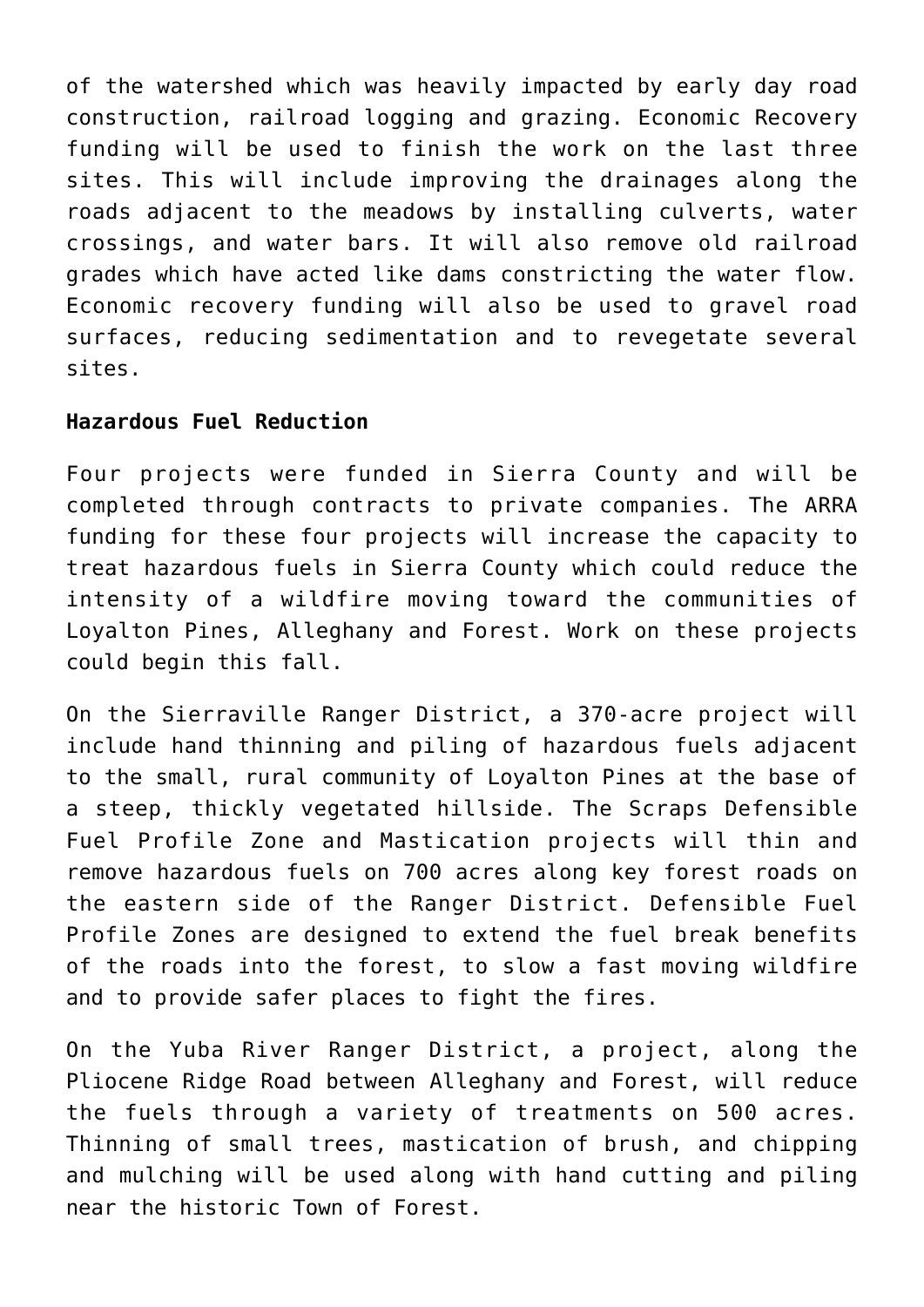of the watershed which was heavily impacted by early day road construction, railroad logging and grazing. Economic Recovery funding will be used to finish the work on the last three sites. This will include improving the drainages along the roads adjacent to the meadows by installing culverts, water crossings, and water bars. It will also remove old railroad grades which have acted like dams constricting the water flow. Economic recovery funding will also be used to gravel road surfaces, reducing sedimentation and to revegetate several sites.

**Hazardous Fuel Reduction**

Four projects were funded in Sierra County and will be completed through contracts to private companies. The ARRA funding for these four projects will increase the capacity to treat hazardous fuels in Sierra County which could reduce the intensity of a wildfire moving toward the communities of Loyalton Pines, Alleghany and Forest. Work on these projects could begin this fall.

On the Sierraville Ranger District, a 370-acre project will include hand thinning and piling of hazardous fuels adjacent to the small, rural community of Loyalton Pines at the base of a steep, thickly vegetated hillside. The Scraps Defensible Fuel Profile Zone and Mastication projects will thin and remove hazardous fuels on 700 acres along key forest roads on the eastern side of the Ranger District. Defensible Fuel Profile Zones are designed to extend the fuel break benefits of the roads into the forest, to slow a fast moving wildfire and to provide safer places to fight the fires.

On the Yuba River Ranger District, a project, along the Pliocene Ridge Road between Alleghany and Forest, will reduce the fuels through a variety of treatments on 500 acres. Thinning of small trees, mastication of brush, and chipping and mulching will be used along with hand cutting and piling near the historic Town of Forest.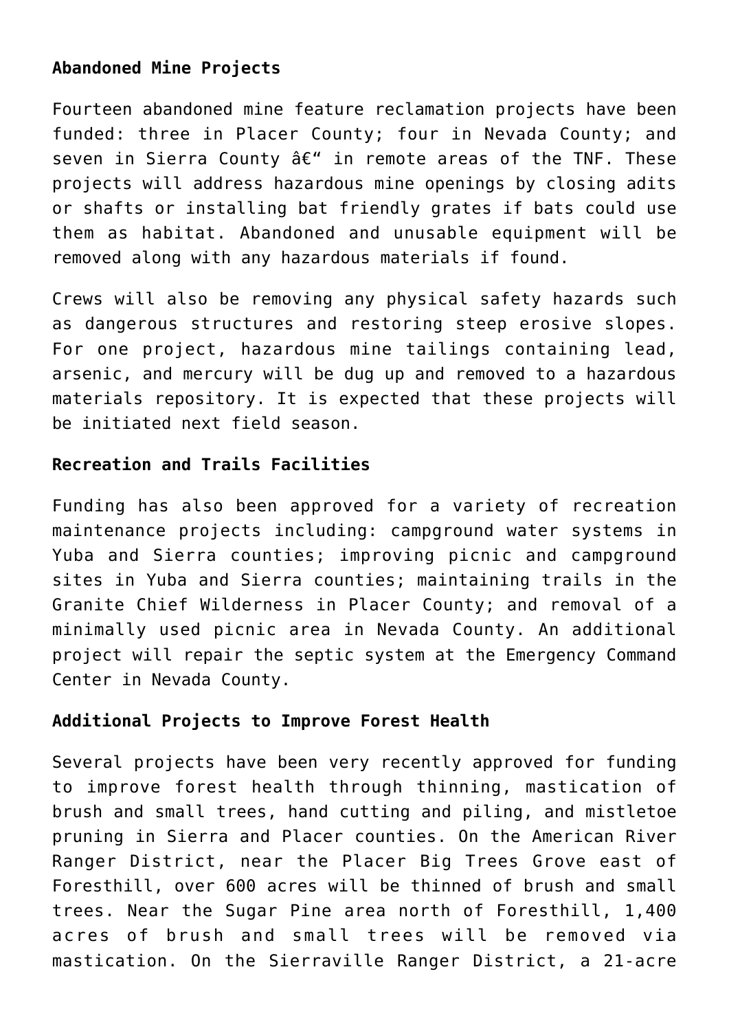**Abandoned Mine Projects**

Fourteen abandoned mine feature reclamation projects have been funded: three in Placer County; four in Nevada County; and seven in Sierra County â€" in remote areas of the TNF. These projects will address hazardous mine openings by closing adits or shafts or installing bat friendly grates if bats could use them as habitat. Abandoned and unusable equipment will be removed along with any hazardous materials if found.

Crews will also be removing any physical safety hazards such as dangerous structures and restoring steep erosive slopes. For one project, hazardous mine tailings containing lead, arsenic, and mercury will be dug up and removed to a hazardous materials repository. It is expected that these projects will be initiated next field season.

**Recreation and Trails Facilities**

Funding has also been approved for a variety of recreation maintenance projects including: campground water systems in Yuba and Sierra counties; improving picnic and campground sites in Yuba and Sierra counties; maintaining trails in the Granite Chief Wilderness in Placer County; and removal of a minimally used picnic area in Nevada County. An additional project will repair the septic system at the Emergency Command Center in Nevada County.

**Additional Projects to Improve Forest Health**

Several projects have been very recently approved for funding to improve forest health through thinning, mastication of brush and small trees, hand cutting and piling, and mistletoe pruning in Sierra and Placer counties. On the American River Ranger District, near the Placer Big Trees Grove east of Foresthill, over 600 acres will be thinned of brush and small trees. Near the Sugar Pine area north of Foresthill, 1,400 acres of brush and small trees will be removed via mastication. On the Sierraville Ranger District, a 21-acre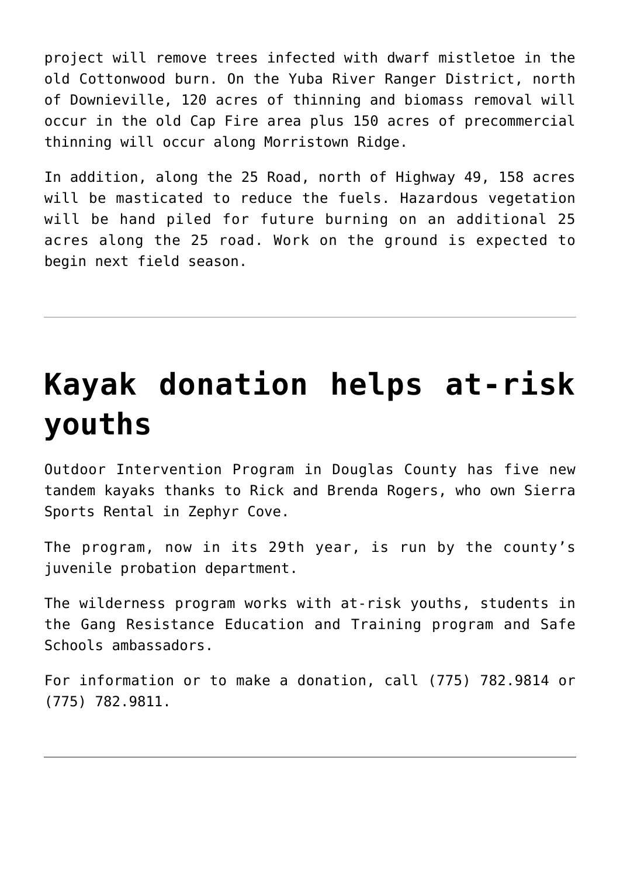project will remove trees infected with dwarf mistletoe in the old Cottonwood burn. On the Yuba River Ranger District, north of Downieville, 120 acres of thinning and biomass removal will occur in the old Cap Fire area plus 150 acres of precommercial thinning will occur along Morristown Ridge.

In addition, along the 25 Road, north of Highway 49, 158 acres will be masticated to reduce the fuels. Hazardous vegetation will be hand piled for future burning on an additional 25 acres along the 25 road. Work on the ground is expected to begin next field season.

---

# Kayak donation helps at-risk youths

Outdoor Intervention Program in Douglas County has five new tandem kayaks thanks to Rick and Brenda Rogers, who own Sierra Sports Rental in Zephyr Cove.

The program, now in its 29th year, is run by the county's juvenile probation department.

The wilderness program works with at-risk youths, students in the Gang Resistance Education and Training program and Safe Schools ambassadors.

For information or to make a donation, call (775) 782.9814 or (775) 782.9811.

---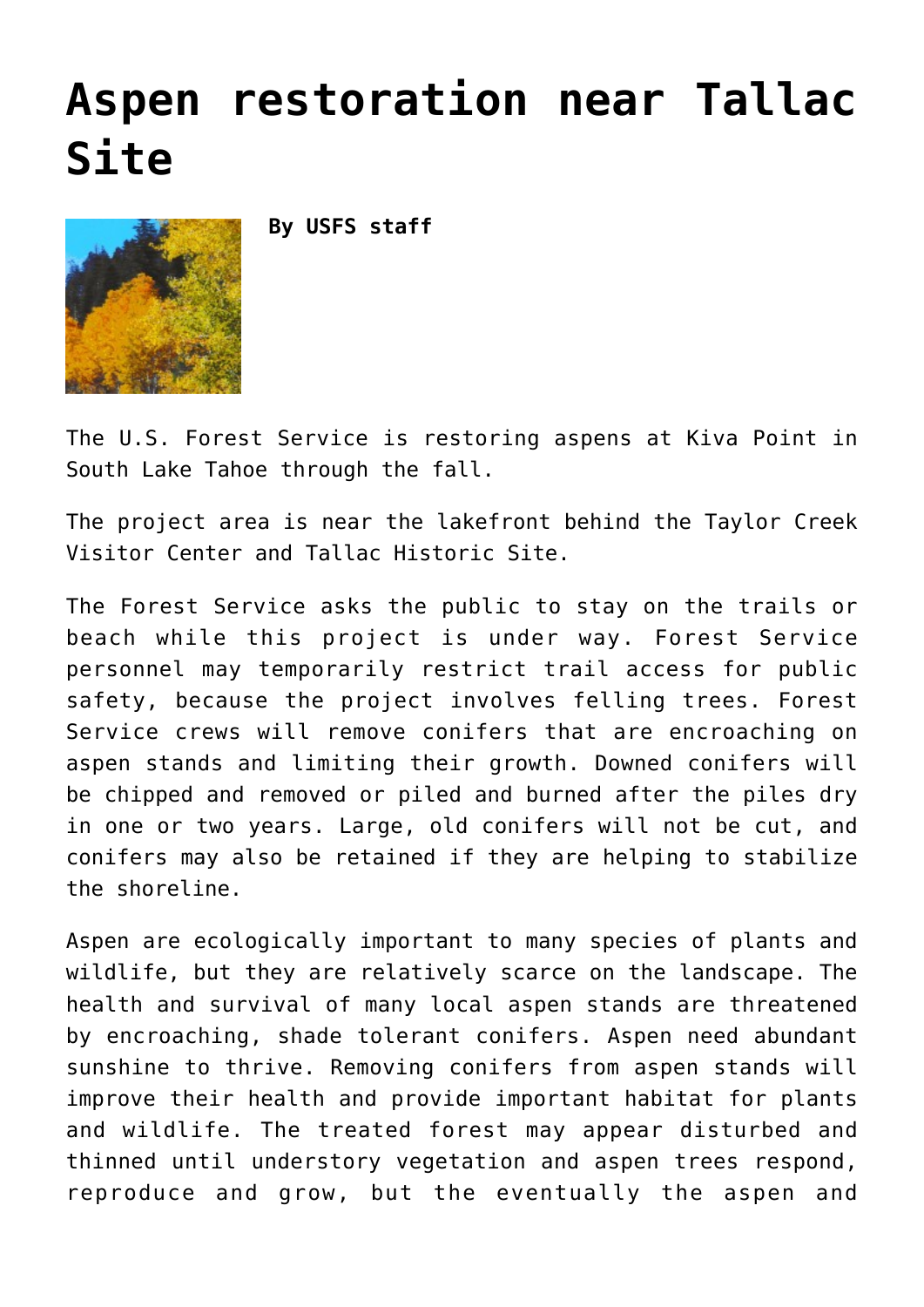# Aspen restoration near Tallac Site

**By USFS staff**

The U.S. Forest Service is restoring aspens at Kiva Point in South Lake Tahoe through the fall.

The project area is near the lakefront behind the Taylor Creek Visitor Center and Tallac Historic Site.

The Forest Service asks the public to stay on the trails or beach while this project is under way. Forest Service personnel may temporarily restrict trail access for public safety, because the project involves felling trees. Forest Service crews will remove conifers that are encroaching on aspen stands and limiting their growth. Downed conifers will be chipped and removed or piled and burned after the piles dry in one or two years. Large, old conifers will not be cut, and conifers may also be retained if they are helping to stabilize the shoreline.

Aspen are ecologically important to many species of plants and wildlife, but they are relatively scarce on the landscape. The health and survival of many local aspen stands are threatened by encroaching, shade tolerant conifers. Aspen need abundant sunshine to thrive. Removing conifers from aspen stands will improve their health and provide important habitat for plants and wildlife. The treated forest may appear disturbed and thinned until understory vegetation and aspen trees respond, reproduce and grow, but the eventually the aspen and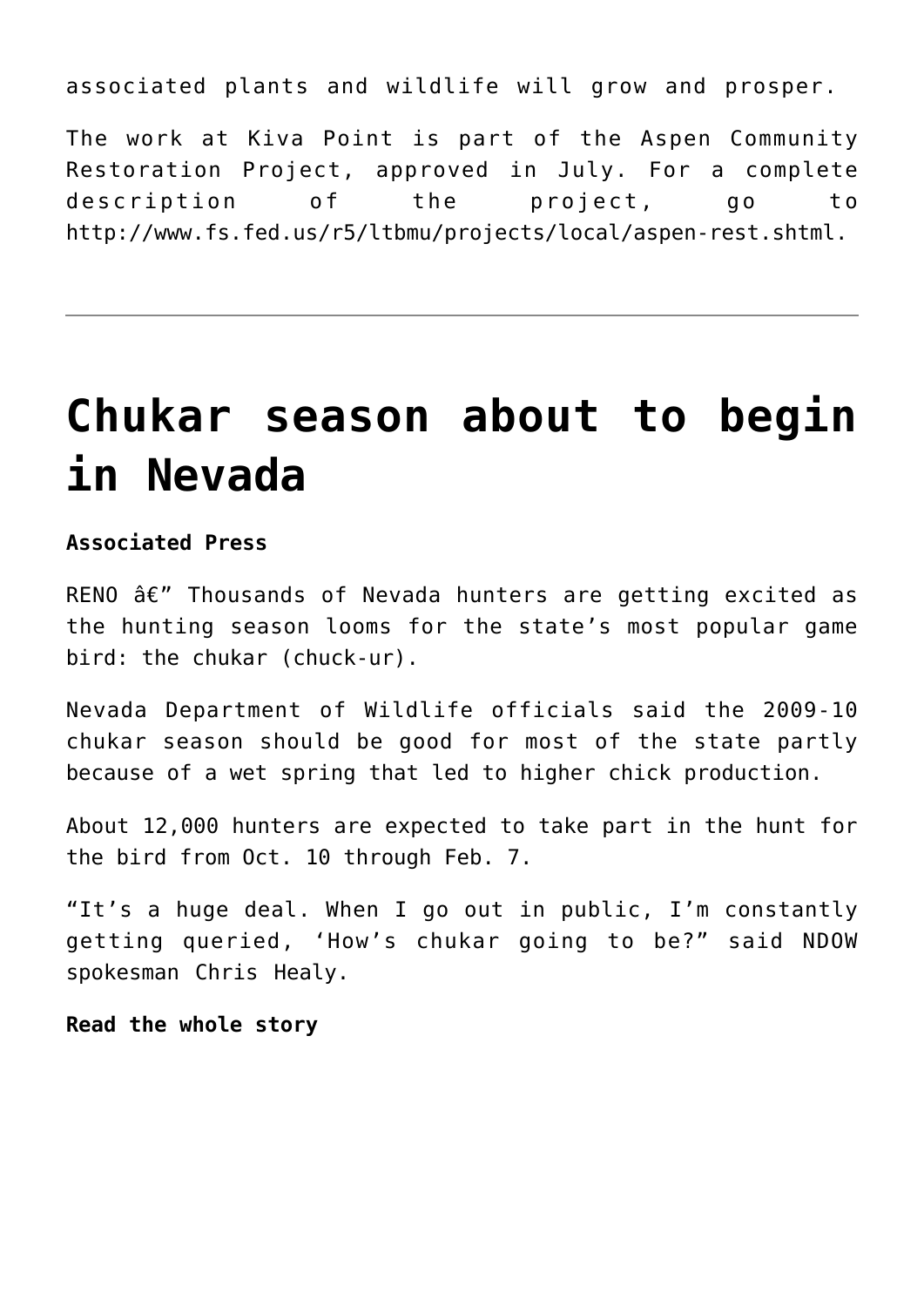associated plants and wildlife will grow and prosper.

The work at Kiva Point is part of the Aspen Community Restoration Project, approved in July. For a complete description of the project, go to http://www.fs.fed.us/r5/ltbmu/projects/local/aspen-rest.shtml.

---

# Chukar season about to begin in Nevada

**Associated Press**

RENO â€" Thousands of Nevada hunters are getting excited as the hunting season looms for the state's most popular game bird: the chukar (chuck-ur).

Nevada Department of Wildlife officials said the 2009-10 chukar season should be good for most of the state partly because of a wet spring that led to higher chick production.

About 12,000 hunters are expected to take part in the hunt for the bird from Oct. 10 through Feb. 7.

"It's a huge deal. When I go out in public, I'm constantly getting queried, 'How's chukar going to be?" said NDOW spokesman Chris Healy.

**Read the whole story**